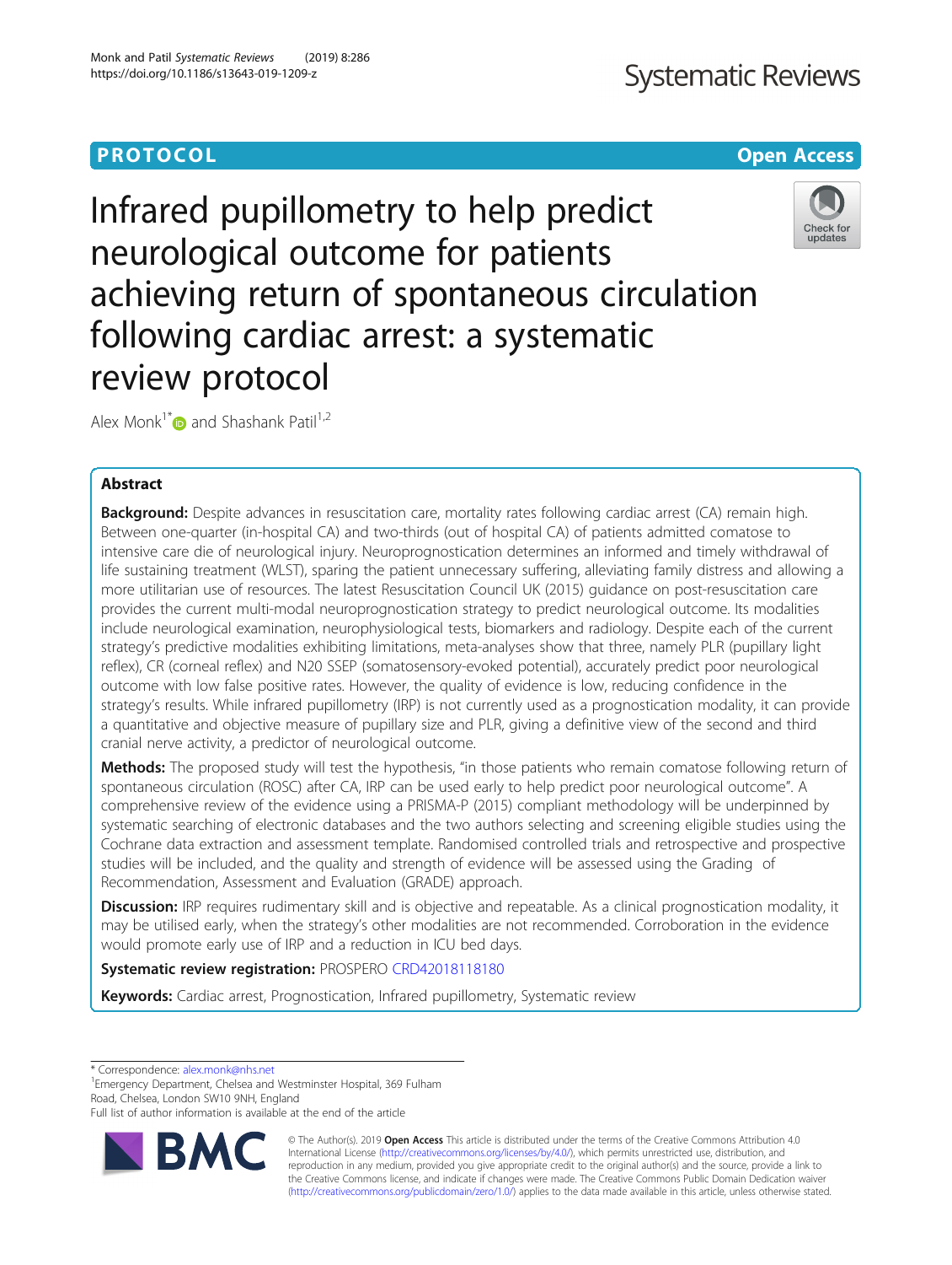PROTOCOL

Open Access

# Infrared pupillometry to help predict neurological outcome for patients achieving return of spontaneous circulation following cardiac arrest: a systematic review protocol

Alex Monk[1*] and Shashank Patil[1,2]

## Abstract

**Background:** Despite advances in resuscitation care, mortality rates following cardiac arrest (CA) remain high. Between one-quarter (in-hospital CA) and two-thirds (out of hospital CA) of patients admitted comatose to intensive care die of neurological injury. Neuroprognostication determines an informed and timely withdrawal of life sustaining treatment (WLST), sparing the patient unnecessary suffering, alleviating family distress and allowing a more utilitarian use of resources. The latest Resuscitation Council UK (2015) guidance on post-resuscitation care provides the current multi-modal neuroprognostication strategy to predict neurological outcome. Its modalities include neurological examination, neurophysiological tests, biomarkers and radiology. Despite each of the current strategy's predictive modalities exhibiting limitations, meta-analyses show that three, namely PLR (pupillary light reflex), CR (corneal reflex) and N20 SSEP (somatosensory-evoked potential), accurately predict poor neurological outcome with low false positive rates. However, the quality of evidence is low, reducing confidence in the strategy's results. While infrared pupillometry (IRP) is not currently used as a prognostication modality, it can provide a quantitative and objective measure of pupillary size and PLR, giving a definitive view of the second and third cranial nerve activity, a predictor of neurological outcome.

**Methods:** The proposed study will test the hypothesis, "in those patients who remain comatose following return of spontaneous circulation (ROSC) after CA, IRP can be used early to help predict poor neurological outcome". A comprehensive review of the evidence using a PRISMA-P (2015) compliant methodology will be underpinned by systematic searching of electronic databases and the two authors selecting and screening eligible studies using the Cochrane data extraction and assessment template. Randomised controlled trials and retrospective and prospective studies will be included, and the quality and strength of evidence will be assessed using the Grading of Recommendation, Assessment and Evaluation (GRADE) approach.

**Discussion:** IRP requires rudimentary skill and is objective and repeatable. As a clinical prognostication modality, it may be utilised early, when the strategy's other modalities are not recommended. Corroboration in the evidence would promote early use of IRP and a reduction in ICU bed days.

**Systematic review registration:** PROSPERO CRD42018118180

**Keywords:** Cardiac arrest, Prognostication, Infrared pupillometry, Systematic review

\* Correspondence: alex.monk@nhs.net
[1]Emergency Department, Chelsea and Westminster Hospital, 369 Fulham Road, Chelsea, London SW10 9NH, England
Full list of author information is available at the end of the article

© The Author(s). 2019 **Open Access** This article is distributed under the terms of the Creative Commons Attribution 4.0 International License (http://creativecommons.org/licenses/by/4.0/), which permits unrestricted use, distribution, and reproduction in any medium, provided you give appropriate credit to the original author(s) and the source, provide a link to the Creative Commons license, and indicate if changes were made. The Creative Commons Public Domain Dedication waiver (http://creativecommons.org/publicdomain/zero/1.0/) applies to the data made available in this article, unless otherwise stated.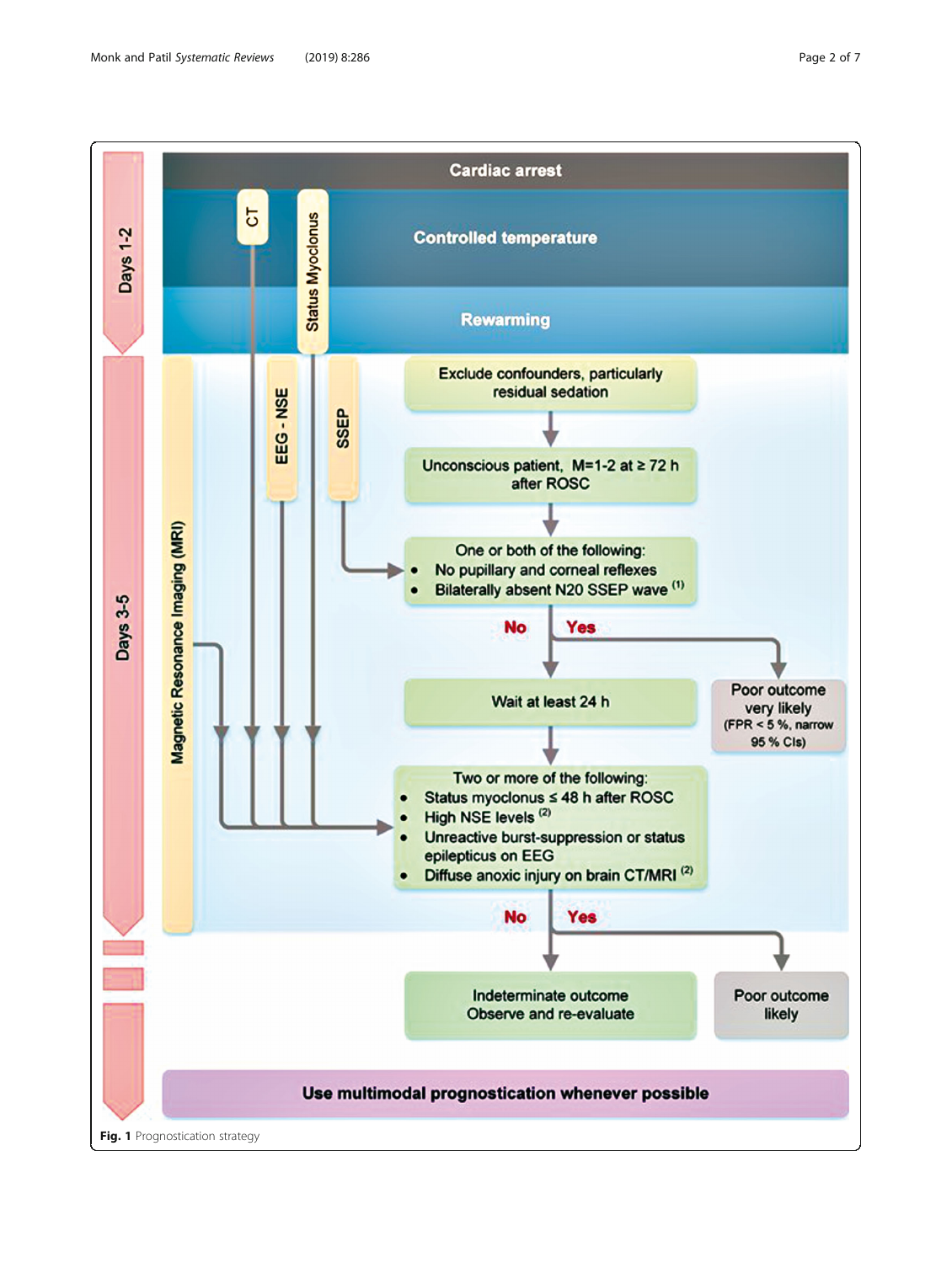Cardiac arrest

Controlled temperature

Rewarming

CT

Status Myoclonus

EEG - NSE

SSEP

Magnetic Resonance Imaging (MRI)

Days 1-2

Days 3-5

Exclude confounders, particularly residual sedation

Unconscious patient, M=1-2 at ≥ 72 h after ROSC

One or both of the following:

- No pupillary and corneal reflexes
- Bilaterally absent N20 SSEP wave [(1)]

No / Yes

Poor outcome very likely (FPR < 5 %, narrow 95 % CIs)

Wait at least 24 h

Two or more of the following:

- Status myoclonus ≤ 48 h after ROSC
- High NSE levels [(2)]
- Unreactive burst-suppression or status epilepticus on EEG
- Diffuse anoxic injury on brain CT/MRI [(2)]

No / Yes

Indeterminate outcome Observe and re-evaluate

Poor outcome likely

Use multimodal prognostication whenever possible

**Fig. 1** Prognostication strategy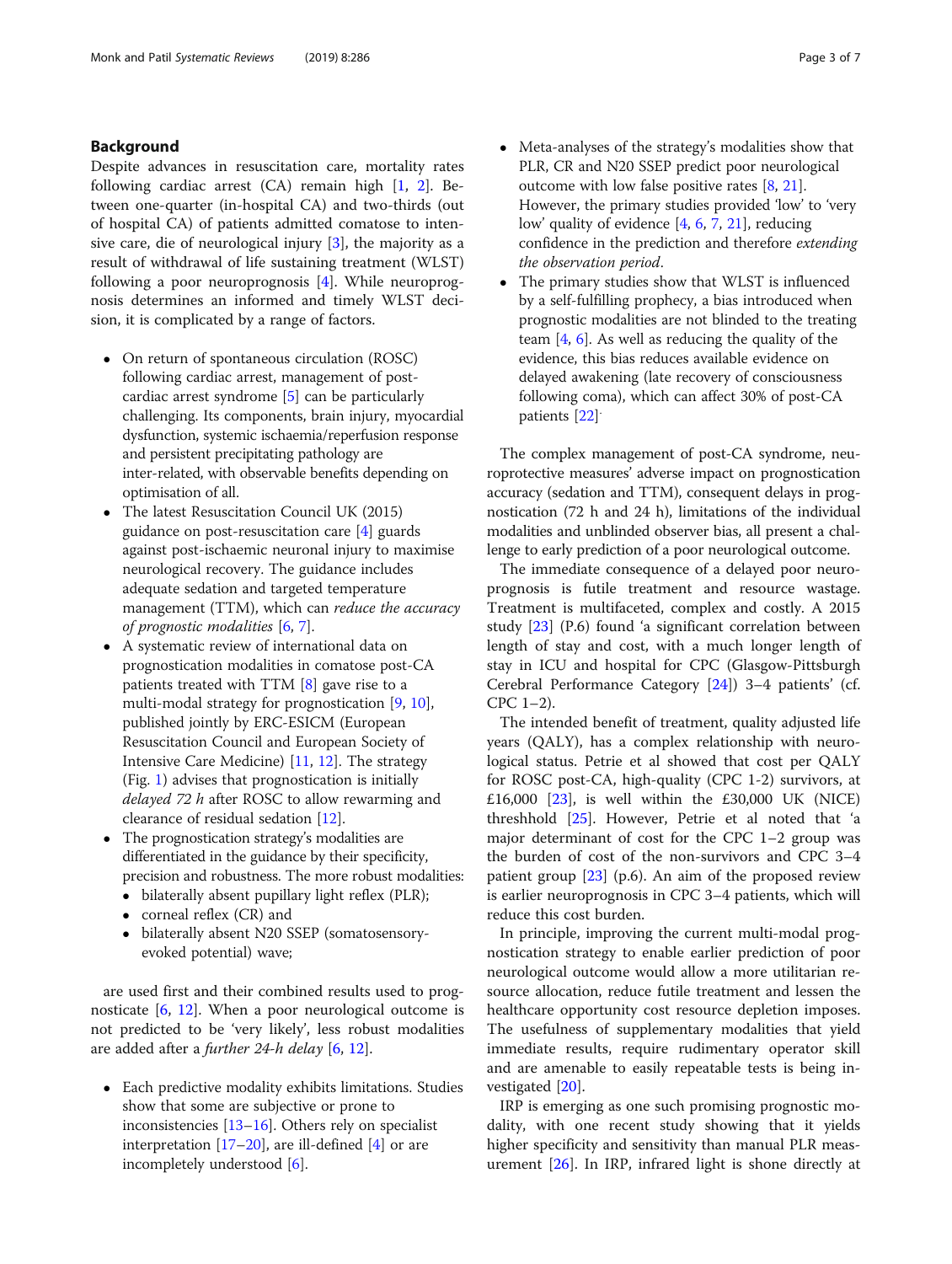## Background

Despite advances in resuscitation care, mortality rates following cardiac arrest (CA) remain high [1, 2]. Between one-quarter (in-hospital CA) and two-thirds (out of hospital CA) of patients admitted comatose to intensive care, die of neurological injury [3], the majority as a result of withdrawal of life sustaining treatment (WLST) following a poor neuroprognosis [4]. While neuroprognosis determines an informed and timely WLST decision, it is complicated by a range of factors.

- On return of spontaneous circulation (ROSC) following cardiac arrest, management of post-cardiac arrest syndrome [5] can be particularly challenging. Its components, brain injury, myocardial dysfunction, systemic ischaemia/reperfusion response and persistent precipitating pathology are inter-related, with observable benefits depending on optimisation of all.
- The latest Resuscitation Council UK (2015) guidance on post-resuscitation care [4] guards against post-ischaemic neuronal injury to maximise neurological recovery. The guidance includes adequate sedation and targeted temperature management (TTM), which can *reduce the accuracy of prognostic modalities* [6, 7].
- A systematic review of international data on prognostication modalities in comatose post-CA patients treated with TTM [8] gave rise to a multi-modal strategy for prognostication [9, 10], published jointly by ERC-ESICM (European Resuscitation Council and European Society of Intensive Care Medicine) [11, 12]. The strategy (Fig. 1) advises that prognostication is initially *delayed 72 h* after ROSC to allow rewarming and clearance of residual sedation [12].
- The prognostication strategy's modalities are differentiated in the guidance by their specificity, precision and robustness. The more robust modalities:
  - bilaterally absent pupillary light reflex (PLR);
  - corneal reflex (CR) and
  - bilaterally absent N20 SSEP (somatosensory-evoked potential) wave;

are used first and their combined results used to prognosticate [6, 12]. When a poor neurological outcome is not predicted to be 'very likely', less robust modalities are added after a *further 24-h delay* [6, 12].

- Each predictive modality exhibits limitations. Studies show that some are subjective or prone to inconsistencies [13–16]. Others rely on specialist interpretation [17–20], are ill-defined [4] or are incompletely understood [6].
- Meta-analyses of the strategy's modalities show that PLR, CR and N20 SSEP predict poor neurological outcome with low false positive rates [8, 21]. However, the primary studies provided 'low' to 'very low' quality of evidence [4, 6, 7, 21], reducing confidence in the prediction and therefore *extending the observation period*.
- The primary studies show that WLST is influenced by a self-fulfilling prophecy, a bias introduced when prognostic modalities are not blinded to the treating team [4, 6]. As well as reducing the quality of the evidence, this bias reduces available evidence on delayed awakening (late recovery of consciousness following coma), which can affect 30% of post-CA patients [22].

The complex management of post-CA syndrome, neuroprotective measures' adverse impact on prognostication accuracy (sedation and TTM), consequent delays in prognostication (72 h and 24 h), limitations of the individual modalities and unblinded observer bias, all present a challenge to early prediction of a poor neurological outcome.

The immediate consequence of a delayed poor neuroprognosis is futile treatment and resource wastage. Treatment is multifaceted, complex and costly. A 2015 study [23] (P.6) found 'a significant correlation between length of stay and cost, with a much longer length of stay in ICU and hospital for CPC (Glasgow-Pittsburgh Cerebral Performance Category [24]) 3–4 patients' (cf. CPC 1–2).

The intended benefit of treatment, quality adjusted life years (QALY), has a complex relationship with neurological status. Petrie et al showed that cost per QALY for ROSC post-CA, high-quality (CPC 1-2) survivors, at £16,000 [23], is well within the £30,000 UK (NICE) threshhold [25]. However, Petrie et al noted that 'a major determinant of cost for the CPC 1–2 group was the burden of cost of the non-survivors and CPC 3–4 patient group [23] (p.6). An aim of the proposed review is earlier neuroprognosis in CPC 3–4 patients, which will reduce this cost burden.

In principle, improving the current multi-modal prognostication strategy to enable earlier prediction of poor neurological outcome would allow a more utilitarian resource allocation, reduce futile treatment and lessen the healthcare opportunity cost resource depletion imposes. The usefulness of supplementary modalities that yield immediate results, require rudimentary operator skill and are amenable to easily repeatable tests is being investigated [20].

IRP is emerging as one such promising prognostic modality, with one recent study showing that it yields higher specificity and sensitivity than manual PLR measurement [26]. In IRP, infrared light is shone directly at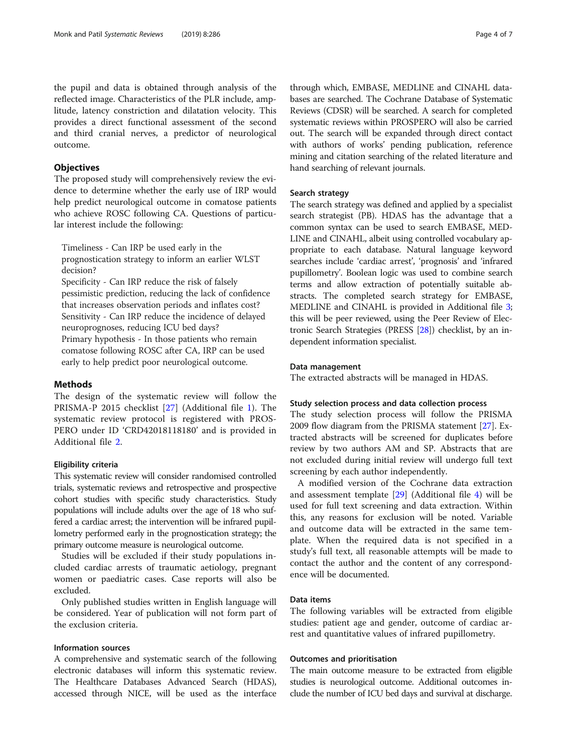the pupil and data is obtained through analysis of the reflected image. Characteristics of the PLR include, amplitude, latency constriction and dilatation velocity. This provides a direct functional assessment of the second and third cranial nerves, a predictor of neurological outcome.

## Objectives

The proposed study will comprehensively review the evidence to determine whether the early use of IRP would help predict neurological outcome in comatose patients who achieve ROSC following CA. Questions of particular interest include the following:

Timeliness - Can IRP be used early in the prognostication strategy to inform an earlier WLST decision?
Specificity - Can IRP reduce the risk of falsely pessimistic prediction, reducing the lack of confidence that increases observation periods and inflates cost?
Sensitivity - Can IRP reduce the incidence of delayed neuroprognoses, reducing ICU bed days?
Primary hypothesis - In those patients who remain comatose following ROSC after CA, IRP can be used early to help predict poor neurological outcome.

## Methods

The design of the systematic review will follow the PRISMA-P 2015 checklist [27] (Additional file 1). The systematic review protocol is registered with PROSPERO under ID 'CRD42018118180' and is provided in Additional file 2.

### Eligibility criteria

This systematic review will consider randomised controlled trials, systematic reviews and retrospective and prospective cohort studies with specific study characteristics. Study populations will include adults over the age of 18 who suffered a cardiac arrest; the intervention will be infrared pupillometry performed early in the prognostication strategy; the primary outcome measure is neurological outcome.

Studies will be excluded if their study populations included cardiac arrests of traumatic aetiology, pregnant women or paediatric cases. Case reports will also be excluded.

Only published studies written in English language will be considered. Year of publication will not form part of the exclusion criteria.

### Information sources

A comprehensive and systematic search of the following electronic databases will inform this systematic review. The Healthcare Databases Advanced Search (HDAS), accessed through NICE, will be used as the interface through which, EMBASE, MEDLINE and CINAHL databases are searched. The Cochrane Database of Systematic Reviews (CDSR) will be searched. A search for completed systematic reviews within PROSPERO will also be carried out. The search will be expanded through direct contact with authors of works' pending publication, reference mining and citation searching of the related literature and hand searching of relevant journals.

### Search strategy

The search strategy was defined and applied by a specialist search strategist (PB). HDAS has the advantage that a common syntax can be used to search EMBASE, MEDLINE and CINAHL, albeit using controlled vocabulary appropriate to each database. Natural language keyword searches include 'cardiac arrest', 'prognosis' and 'infrared pupillometry'. Boolean logic was used to combine search terms and allow extraction of potentially suitable abstracts. The completed search strategy for EMBASE, MEDLINE and CINAHL is provided in Additional file 3; this will be peer reviewed, using the Peer Review of Electronic Search Strategies (PRESS [28]) checklist, by an independent information specialist.

### Data management

The extracted abstracts will be managed in HDAS.

### Study selection process and data collection process

The study selection process will follow the PRISMA 2009 flow diagram from the PRISMA statement [27]. Extracted abstracts will be screened for duplicates before review by two authors AM and SP. Abstracts that are not excluded during initial review will undergo full text screening by each author independently.

A modified version of the Cochrane data extraction and assessment template [29] (Additional file 4) will be used for full text screening and data extraction. Within this, any reasons for exclusion will be noted. Variable and outcome data will be extracted in the same template. When the required data is not specified in a study's full text, all reasonable attempts will be made to contact the author and the content of any correspondence will be documented.

### Data items

The following variables will be extracted from eligible studies: patient age and gender, outcome of cardiac arrest and quantitative values of infrared pupillometry.

### Outcomes and prioritisation

The main outcome measure to be extracted from eligible studies is neurological outcome. Additional outcomes include the number of ICU bed days and survival at discharge.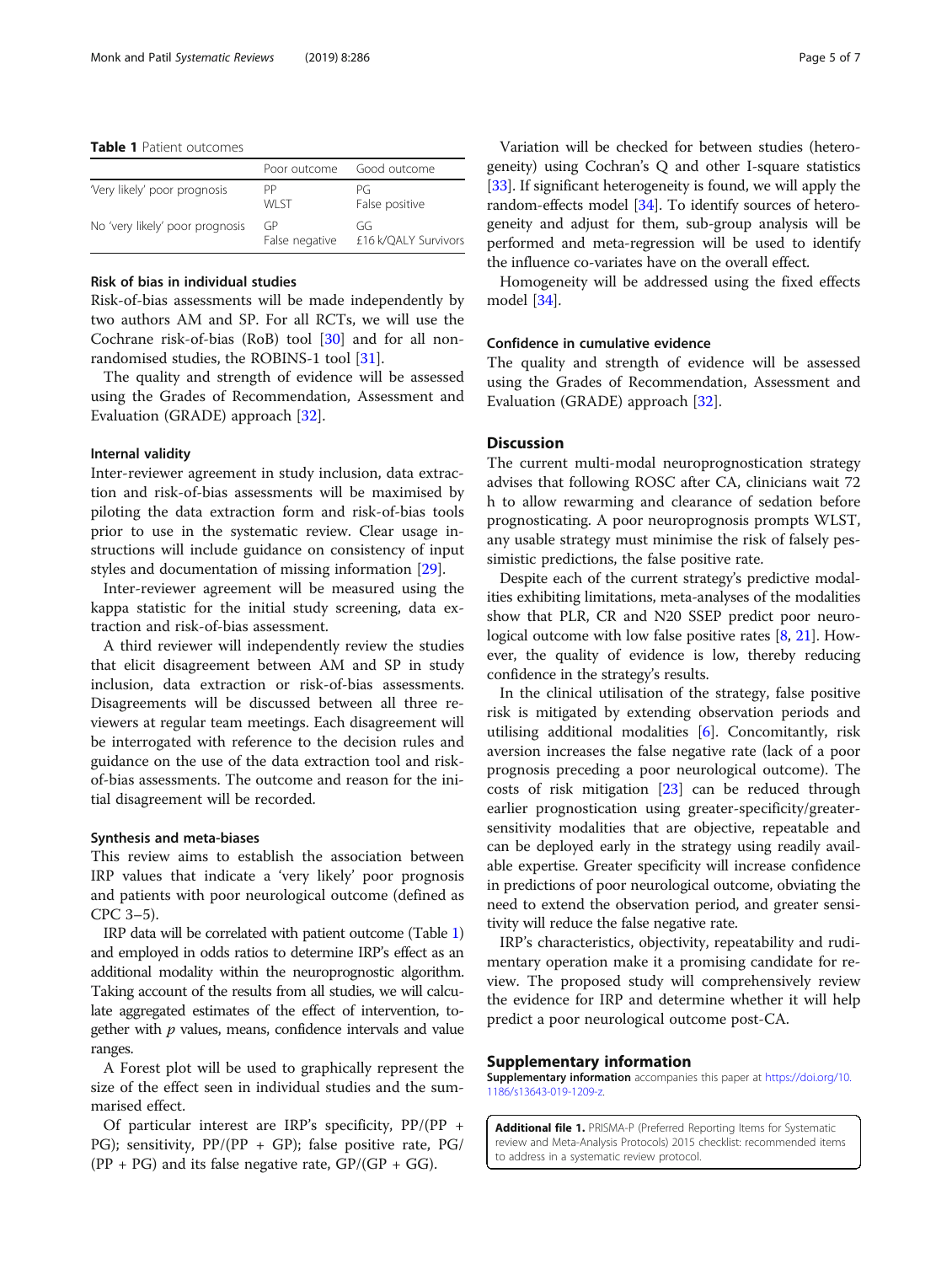**Table 1** Patient outcomes

| | Poor outcome | Good outcome |
|---|---|---|
| 'Very likely' poor prognosis | PP<br>WLST | PG<br>False positive |
| No 'very likely' poor prognosis | GP<br>False negative | GG<br>£16 k/QALY Survivors |

### Risk of bias in individual studies

Risk-of-bias assessments will be made independently by two authors AM and SP. For all RCTs, we will use the Cochrane risk-of-bias (RoB) tool [30] and for all non-randomised studies, the ROBINS-1 tool [31].

The quality and strength of evidence will be assessed using the Grades of Recommendation, Assessment and Evaluation (GRADE) approach [32].

### Internal validity

Inter-reviewer agreement in study inclusion, data extraction and risk-of-bias assessments will be maximised by piloting the data extraction form and risk-of-bias tools prior to use in the systematic review. Clear usage instructions will include guidance on consistency of input styles and documentation of missing information [29].

Inter-reviewer agreement will be measured using the kappa statistic for the initial study screening, data extraction and risk-of-bias assessment.

A third reviewer will independently review the studies that elicit disagreement between AM and SP in study inclusion, data extraction or risk-of-bias assessments. Disagreements will be discussed between all three reviewers at regular team meetings. Each disagreement will be interrogated with reference to the decision rules and guidance on the use of the data extraction tool and risk-of-bias assessments. The outcome and reason for the initial disagreement will be recorded.

### Synthesis and meta-biases

This review aims to establish the association between IRP values that indicate a 'very likely' poor prognosis and patients with poor neurological outcome (defined as CPC 3–5).

IRP data will be correlated with patient outcome (Table 1) and employed in odds ratios to determine IRP's effect as an additional modality within the neuroprognostic algorithm. Taking account of the results from all studies, we will calculate aggregated estimates of the effect of intervention, together with $p$ values, means, confidence intervals and value ranges.

A Forest plot will be used to graphically represent the size of the effect seen in individual studies and the summarised effect.

Of particular interest are IRP's specificity, PP/(PP + PG); sensitivity, PP/(PP + GP); false positive rate, PG/(PP + PG) and its false negative rate, GP/(GP + GG).

Variation will be checked for between studies (heterogeneity) using Cochran's Q and other I-square statistics [33]. If significant heterogeneity is found, we will apply the random-effects model [34]. To identify sources of heterogeneity and adjust for them, sub-group analysis will be performed and meta-regression will be used to identify the influence co-variates have on the overall effect.

Homogeneity will be addressed using the fixed effects model [34].

### Confidence in cumulative evidence

The quality and strength of evidence will be assessed using the Grades of Recommendation, Assessment and Evaluation (GRADE) approach [32].

## Discussion

The current multi-modal neuroprognostication strategy advises that following ROSC after CA, clinicians wait 72 h to allow rewarming and clearance of sedation before prognosticating. A poor neuroprognosis prompts WLST, any usable strategy must minimise the risk of falsely pessimistic predictions, the false positive rate.

Despite each of the current strategy's predictive modalities exhibiting limitations, meta-analyses of the modalities show that PLR, CR and N20 SSEP predict poor neurological outcome with low false positive rates [8, 21]. However, the quality of evidence is low, thereby reducing confidence in the strategy's results.

In the clinical utilisation of the strategy, false positive risk is mitigated by extending observation periods and utilising additional modalities [6]. Concomitantly, risk aversion increases the false negative rate (lack of a poor prognosis preceding a poor neurological outcome). The costs of risk mitigation [23] can be reduced through earlier prognostication using greater-specificity/greater-sensitivity modalities that are objective, repeatable and can be deployed early in the strategy using readily available expertise. Greater specificity will increase confidence in predictions of poor neurological outcome, obviating the need to extend the observation period, and greater sensitivity will reduce the false negative rate.

IRP's characteristics, objectivity, repeatability and rudimentary operation make it a promising candidate for review. The proposed study will comprehensively review the evidence for IRP and determine whether it will help predict a poor neurological outcome post-CA.

## Supplementary information

**Supplementary information** accompanies this paper at https://doi.org/10.1186/s13643-019-1209-z.

**Additional file 1.** PRISMA-P (Preferred Reporting Items for Systematic review and Meta-Analysis Protocols) 2015 checklist: recommended items to address in a systematic review protocol.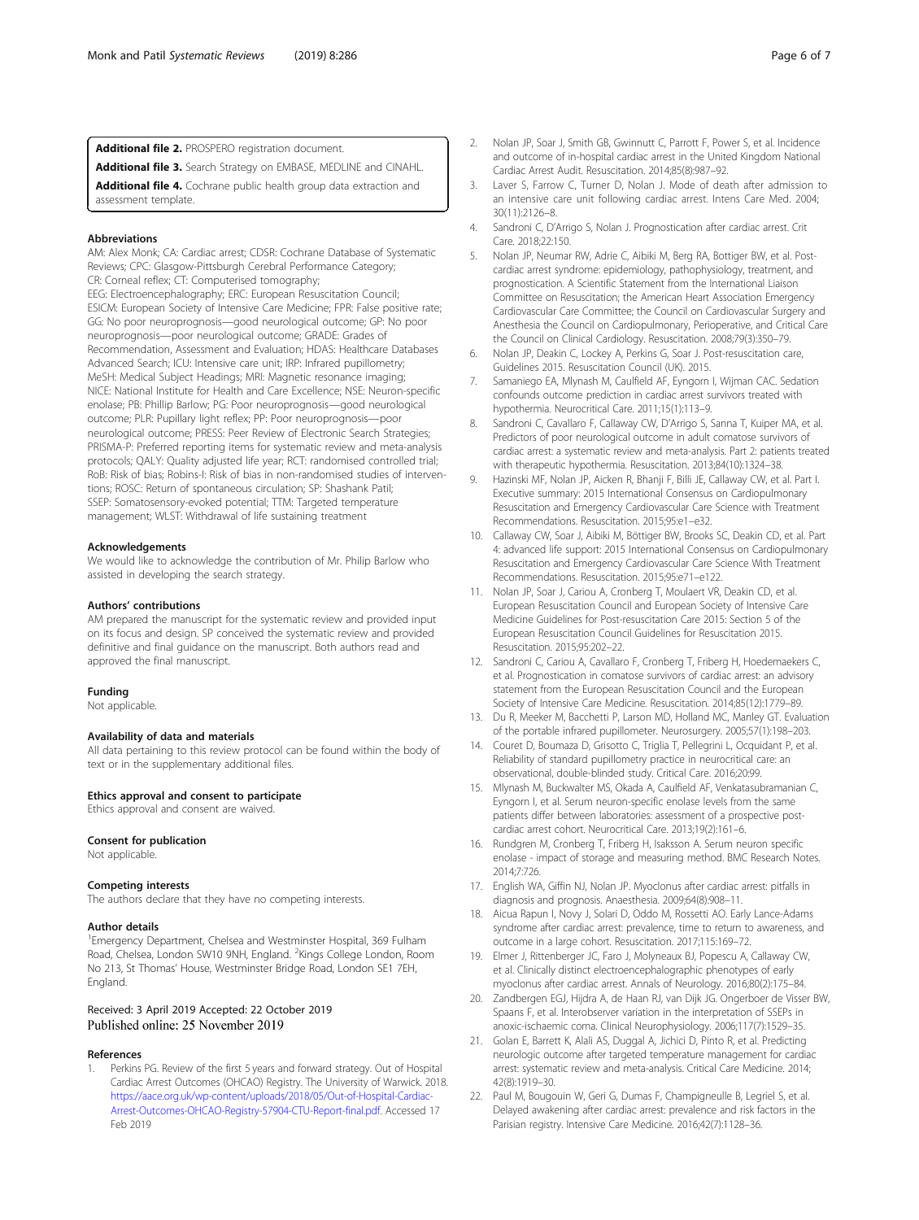**Additional file 2.** PROSPERO registration document.

**Additional file 3.** Search Strategy on EMBASE, MEDLINE and CINAHL.

**Additional file 4.** Cochrane public health group data extraction and assessment template.

### Abbreviations

AM: Alex Monk; CA: Cardiac arrest; CDSR: Cochrane Database of Systematic Reviews; CPC: Glasgow-Pittsburgh Cerebral Performance Category; CR: Corneal reflex; CT: Computerised tomography; EEG: Electroencephalography; ERC: European Resuscitation Council; ESICM: European Society of Intensive Care Medicine; FPR: False positive rate; GG: No poor neuroprognosis—good neurological outcome; GP: No poor neuroprognosis—poor neurological outcome; GRADE: Grades of Recommendation, Assessment and Evaluation; HDAS: Healthcare Databases Advanced Search; ICU: Intensive care unit; IRP: Infrared pupillometry; MeSH: Medical Subject Headings; MRI: Magnetic resonance imaging; NICE: National Institute for Health and Care Excellence; NSE: Neuron-specific enolase; PB: Phillip Barlow; PG: Poor neuroprognosis—good neurological outcome; PLR: Pupillary light reflex; PP: Poor neuroprognosis—poor neurological outcome; PRESS: Peer Review of Electronic Search Strategies; PRISMA-P: Preferred reporting items for systematic review and meta-analysis protocols; QALY: Quality adjusted life year; RCT: randomised controlled trial; RoB: Risk of bias; Robins-I: Risk of bias in non-randomised studies of interventions; ROSC: Return of spontaneous circulation; SP: Shashank Patil; SSEP: Somatosensory-evoked potential; TTM: Targeted temperature management; WLST: Withdrawal of life sustaining treatment

### Acknowledgements

We would like to acknowledge the contribution of Mr. Philip Barlow who assisted in developing the search strategy.

### Authors' contributions

AM prepared the manuscript for the systematic review and provided input on its focus and design. SP conceived the systematic review and provided definitive and final guidance on the manuscript. Both authors read and approved the final manuscript.

### Funding

Not applicable.

### Availability of data and materials

All data pertaining to this review protocol can be found within the body of text or in the supplementary additional files.

### Ethics approval and consent to participate

Ethics approval and consent are waived.

### Consent for publication

Not applicable.

### Competing interests

The authors declare that they have no competing interests.

### Author details

[1]Emergency Department, Chelsea and Westminster Hospital, 369 Fulham Road, Chelsea, London SW10 9NH, England. [2]Kings College London, Room No 213, St Thomas' House, Westminster Bridge Road, London SE1 7EH, England.

Received: 3 April 2019 Accepted: 22 October 2019
Published online: 25 November 2019

### References

1. Perkins PG. Review of the first 5 years and forward strategy. Out of Hospital Cardiac Arrest Outcomes (OHCAO) Registry. The University of Warwick. 2018. https://aace.org.uk/wp-content/uploads/2018/05/Out-of-Hospital-Cardiac-Arrest-Outcomes-OHCAO-Registry-57904-CTU-Report-final.pdf. Accessed 17 Feb 2019
2. Nolan JP, Soar J, Smith GB, Gwinnutt C, Parrott F, Power S, et al. Incidence and outcome of in-hospital cardiac arrest in the United Kingdom National Cardiac Arrest Audit. Resuscitation. 2014;85(8):987–92.
3. Laver S, Farrow C, Turner D, Nolan J. Mode of death after admission to an intensive care unit following cardiac arrest. Intens Care Med. 2004; 30(11):2126–8.
4. Sandroni C, D'Arrigo S, Nolan J. Prognostication after cardiac arrest. Crit Care. 2018;22:150.
5. Nolan JP, Neumar RW, Adrie C, Aibiki M, Berg RA, Bottiger BW, et al. Post-cardiac arrest syndrome: epidemiology, pathophysiology, treatment, and prognostication. A Scientific Statement from the International Liaison Committee on Resuscitation; the American Heart Association Emergency Cardiovascular Care Committee; the Council on Cardiovascular Surgery and Anesthesia the Council on Cardiopulmonary, Perioperative, and Critical Care the Council on Clinical Cardiology. Resuscitation. 2008;79(3):350–79.
6. Nolan JP, Deakin C, Lockey A, Perkins G, Soar J. Post-resuscitation care, Guidelines 2015. Resuscitation Council (UK). 2015.
7. Samaniego EA, Mlynash M, Caulfield AF, Eyngorn I, Wijman CAC. Sedation confounds outcome prediction in cardiac arrest survivors treated with hypothermia. Neurocritical Care. 2011;15(1):113–9.
8. Sandroni C, Cavallaro F, Callaway CW, D'Arrigo S, Sanna T, Kuiper MA, et al. Predictors of poor neurological outcome in adult comatose survivors of cardiac arrest: a systematic review and meta-analysis. Part 2: patients treated with therapeutic hypothermia. Resuscitation. 2013;84(10):1324–38.
9. Hazinski MF, Nolan JP, Aicken R, Bhanji F, Billi JE, Callaway CW, et al. Part I. Executive summary: 2015 International Consensus on Cardiopulmonary Resuscitation and Emergency Cardiovascular Care Science with Treatment Recommendations. Resuscitation. 2015;95:e1–e32.
10. Callaway CW, Soar J, Aibiki M, Böttiger BW, Brooks SC, Deakin CD, et al. Part 4: advanced life support: 2015 International Consensus on Cardiopulmonary Resuscitation and Emergency Cardiovascular Care Science With Treatment Recommendations. Resuscitation. 2015;95:e71–e122.
11. Nolan JP, Soar J, Cariou A, Cronberg T, Moulaert VR, Deakin CD, et al. European Resuscitation Council and European Society of Intensive Care Medicine Guidelines for Post-resuscitation Care 2015: Section 5 of the European Resuscitation Council Guidelines for Resuscitation 2015. Resuscitation. 2015;95:202–22.
12. Sandroni C, Cariou A, Cavallaro F, Cronberg T, Friberg H, Hoedemaekers C, et al. Prognostication in comatose survivors of cardiac arrest: an advisory statement from the European Resuscitation Council and the European Society of Intensive Care Medicine. Resuscitation. 2014;85(12):1779–89.
13. Du R, Meeker M, Bacchetti P, Larson MD, Holland MC, Manley GT. Evaluation of the portable infrared pupillometer. Neurosurgery. 2005;57(1):198–203.
14. Couret D, Boumaza D, Grisotto C, Triglia T, Pellegrini L, Ocquidant P, et al. Reliability of standard pupillometry practice in neurocritical care: an observational, double-blinded study. Critical Care. 2016;20:99.
15. Mlynash M, Buckwalter MS, Okada A, Caulfield AF, Venkatasubramanian C, Eyngorn I, et al. Serum neuron-specific enolase levels from the same patients differ between laboratories: assessment of a prospective post-cardiac arrest cohort. Neurocritical Care. 2013;19(2):161–6.
16. Rundgren M, Cronberg T, Friberg H, Isaksson A. Serum neuron specific enolase - impact of storage and measuring method. BMC Research Notes. 2014;7:726.
17. English WA, Giffin NJ, Nolan JP. Myoclonus after cardiac arrest: pitfalls in diagnosis and prognosis. Anaesthesia. 2009;64(8):908–11.
18. Aicua Rapun I, Novy J, Solari D, Oddo M, Rossetti AO. Early Lance-Adams syndrome after cardiac arrest: prevalence, time to return to awareness, and outcome in a large cohort. Resuscitation. 2017;115:169–72.
19. Elmer J, Rittenberger JC, Faro J, Molyneaux BJ, Popescu A, Callaway CW, et al. Clinically distinct electroencephalographic phenotypes of early myoclonus after cardiac arrest. Annals of Neurology. 2016;80(2):175–84.
20. Zandbergen EGJ, Hijdra A, de Haan RJ, van Dijk JG. Ongerboer de Visser BW, Spaans F, et al. Interobserver variation in the interpretation of SSEPs in anoxic-ischaemic coma. Clinical Neurophysiology. 2006;117(7):1529–35.
21. Golan E, Barrett K, Alali AS, Duggal A, Jichici D, Pinto R, et al. Predicting neurologic outcome after targeted temperature management for cardiac arrest: systematic review and meta-analysis. Critical Care Medicine. 2014; 42(8):1919–30.
22. Paul M, Bougouin W, Geri G, Dumas F, Champigneulle B, Legriel S, et al. Delayed awakening after cardiac arrest: prevalence and risk factors in the Parisian registry. Intensive Care Medicine. 2016;42(7):1128–36.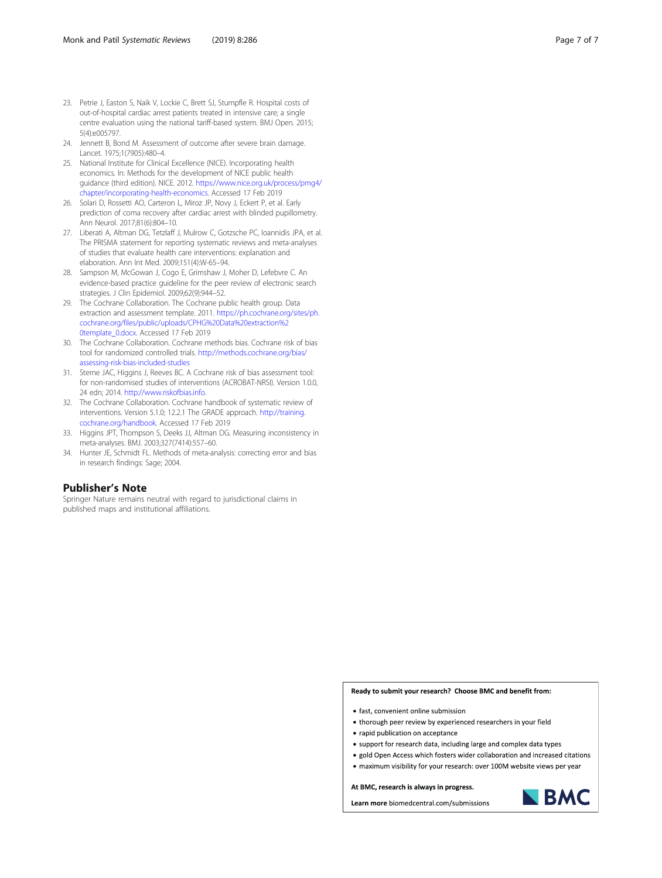23. Petrie J, Easton S, Naik V, Lockie C, Brett SJ, Stumpfle R. Hospital costs of out-of-hospital cardiac arrest patients treated in intensive care; a single centre evaluation using the national tariff-based system. BMJ Open. 2015; 5(4):e005797.
24. Jennett B, Bond M. Assessment of outcome after severe brain damage. Lancet. 1975;1(7905):480–4.
25. National Institute for Clinical Excellence (NICE). Incorporating health economics. In: Methods for the development of NICE public health guidance (third edition). NICE. 2012. https://www.nice.org.uk/process/pmg4/chapter/incorporating-health-economics. Accessed 17 Feb 2019
26. Solari D, Rossetti AO, Carteron L, Miroz JP, Novy J, Eckert P, et al. Early prediction of coma recovery after cardiac arrest with blinded pupillometry. Ann Neurol. 2017;81(6):804–10.
27. Liberati A, Altman DG, Tetzlaff J, Mulrow C, Gotzsche PC, Ioannidis JPA, et al. The PRISMA statement for reporting systematic reviews and meta-analyses of studies that evaluate health care interventions: explanation and elaboration. Ann Int Med. 2009;151(4):W-65–94.
28. Sampson M, McGowan J, Cogo E, Grimshaw J, Moher D, Lefebvre C. An evidence-based practice guideline for the peer review of electronic search strategies. J Clin Epidemiol. 2009;62(9):944–52.
29. The Cochrane Collaboration. The Cochrane public health group. Data extraction and assessment template. 2011. https://ph.cochrane.org/sites/ph.cochrane.org/files/public/uploads/CPHG%20Data%20extraction%20template_0.docx. Accessed 17 Feb 2019
30. The Cochrane Collaboration. Cochrane methods bias. Cochrane risk of bias tool for randomized controlled trials. http://methods.cochrane.org/bias/assessing-risk-bias-included-studies
31. Sterne JAC, Higgins J, Reeves BC. A Cochrane risk of bias assessment tool: for non-randomised studies of interventions (ACROBAT-NRSI). Version 1.0.0, 24 edn; 2014. http://www.riskofbias.info.
32. The Cochrane Collaboration. Cochrane handbook of systematic review of interventions. Version 5.1.0; 12.2.1 The GRADE approach. http://training.cochrane.org/handbook. Accessed 17 Feb 2019
33. Higgins JPT, Thompson S, Deeks JJ, Altman DG. Measuring inconsistency in meta-analyses. BMJ. 2003;327(7414):557–60.
34. Hunter JE, Schmidt FL. Methods of meta-analysis: correcting error and bias in research findings: Sage; 2004.

## Publisher's Note

Springer Nature remains neutral with regard to jurisdictional claims in published maps and institutional affiliations.

**Ready to submit your research? Choose BMC and benefit from:**

- fast, convenient online submission
- thorough peer review by experienced researchers in your field
- rapid publication on acceptance
- support for research data, including large and complex data types
- gold Open Access which fosters wider collaboration and increased citations
- maximum visibility for your research: over 100M website views per year

**At BMC, research is always in progress.**

**Learn more** biomedcentral.com/submissions

BMC